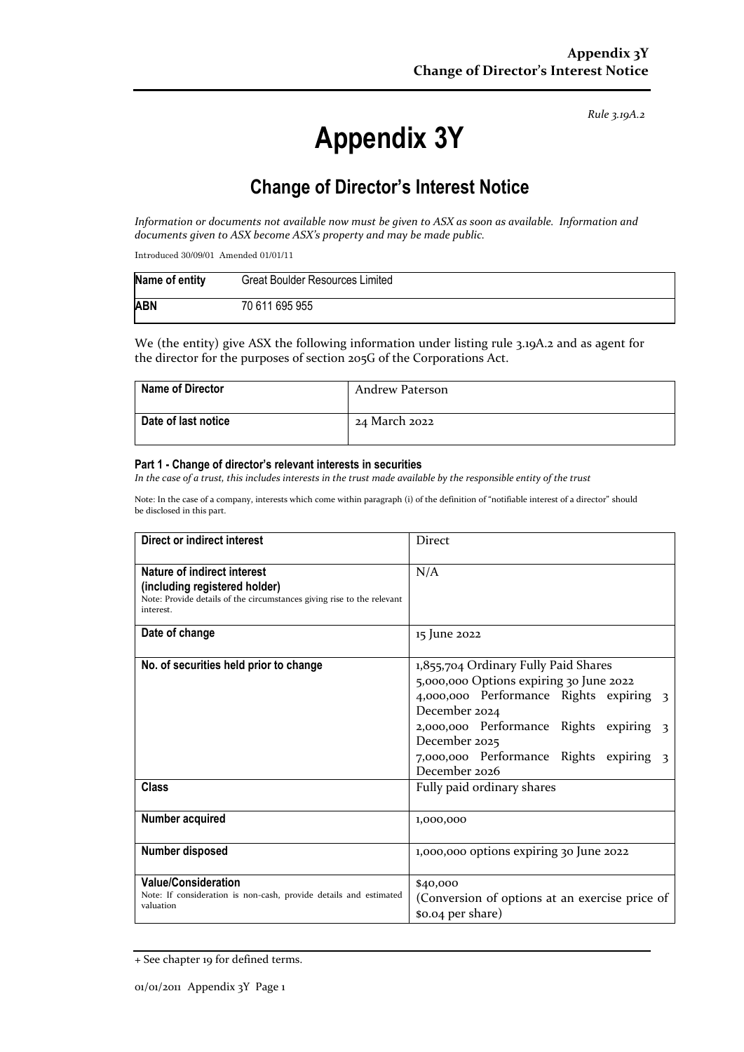*Rule 3.19A.2*

# Appendix 3Y

## Change of Director's Interest Notice

*Information or documents not available now must be given to ASX as soon as available. Information and documents given to ASX become ASX's property and may be made public.*

Introduced 30/09/01 Amended 01/01/11

| | |
|---|---|
| **Name of entity** | Great Boulder Resources Limited |
| **ABN** | 70 611 695 955 |

We (the entity) give ASX the following information under listing rule 3.19A.2 and as agent for the director for the purposes of section 205G of the Corporations Act.

| | |
|---|---|
| **Name of Director** | Andrew Paterson |
| **Date of last notice** | 24 March 2022 |

#### Part 1 - Change of director's relevant interests in securities

*In the case of a trust, this includes interests in the trust made available by the responsible entity of the trust*

Note: In the case of a company, interests which come within paragraph (i) of the definition of "notifiable interest of a director" should be disclosed in this part.

| | |
|---|---|
| **Direct or indirect interest** | Direct |
| **Nature of indirect interest (including registered holder)**<br>Note: Provide details of the circumstances giving rise to the relevant interest. | N/A |
| **Date of change** | 15 June 2022 |
| **No. of securities held prior to change** | 1,855,704 Ordinary Fully Paid Shares<br>5,000,000 Options expiring 30 June 2022<br>4,000,000 Performance Rights expiring 3 December 2024<br>2,000,000 Performance Rights expiring 3 December 2025<br>7,000,000 Performance Rights expiring 3 December 2026 |
| **Class** | Fully paid ordinary shares |
| **Number acquired** | 1,000,000 |
| **Number disposed** | 1,000,000 options expiring 30 June 2022 |
| **Value/Consideration**<br>Note: If consideration is non-cash, provide details and estimated valuation | $40,000<br>(Conversion of options at an exercise price of $0.04 per share) |

+ See chapter 19 for defined terms.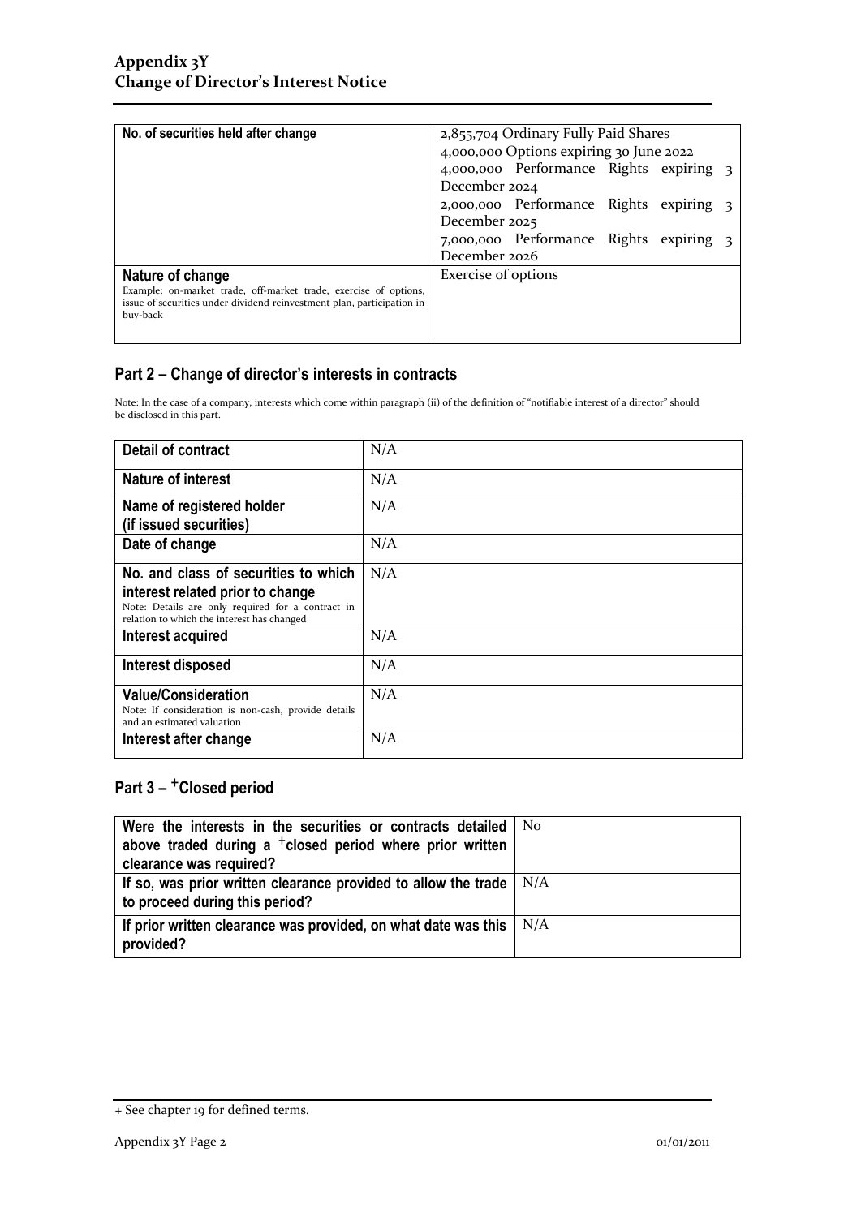| | |
|---|---|
| **No. of securities held after change** | 2,855,704 Ordinary Fully Paid Shares<br>4,000,000 Options expiring 30 June 2022<br>4,000,000 Performance Rights expiring 3 December 2024<br>2,000,000 Performance Rights expiring 3 December 2025<br>7,000,000 Performance Rights expiring 3 December 2026 |
| **Nature of change**<br>Example: on-market trade, off-market trade, exercise of options, issue of securities under dividend reinvestment plan, participation in buy-back | Exercise of options |

## Part 2 – Change of director's interests in contracts

Note: In the case of a company, interests which come within paragraph (ii) of the definition of "notifiable interest of a director" should be disclosed in this part.

| | |
|---|---|
| **Detail of contract** | N/A |
| **Nature of interest** | N/A |
| **Name of registered holder (if issued securities)** | N/A |
| **Date of change** | N/A |
| **No. and class of securities to which interest related prior to change**<br>Note: Details are only required for a contract in relation to which the interest has changed | N/A |
| **Interest acquired** | N/A |
| **Interest disposed** | N/A |
| **Value/Consideration**<br>Note: If consideration is non-cash, provide details and an estimated valuation | N/A |
| **Interest after change** | N/A |

## Part 3 – +Closed period

| | |
|---|---|
| **Were the interests in the securities or contracts detailed above traded during a +closed period where prior written clearance was required?** | No |
| **If so, was prior written clearance provided to allow the trade to proceed during this period?** | N/A |
| **If prior written clearance was provided, on what date was this provided?** | N/A |

+ See chapter 19 for defined terms.